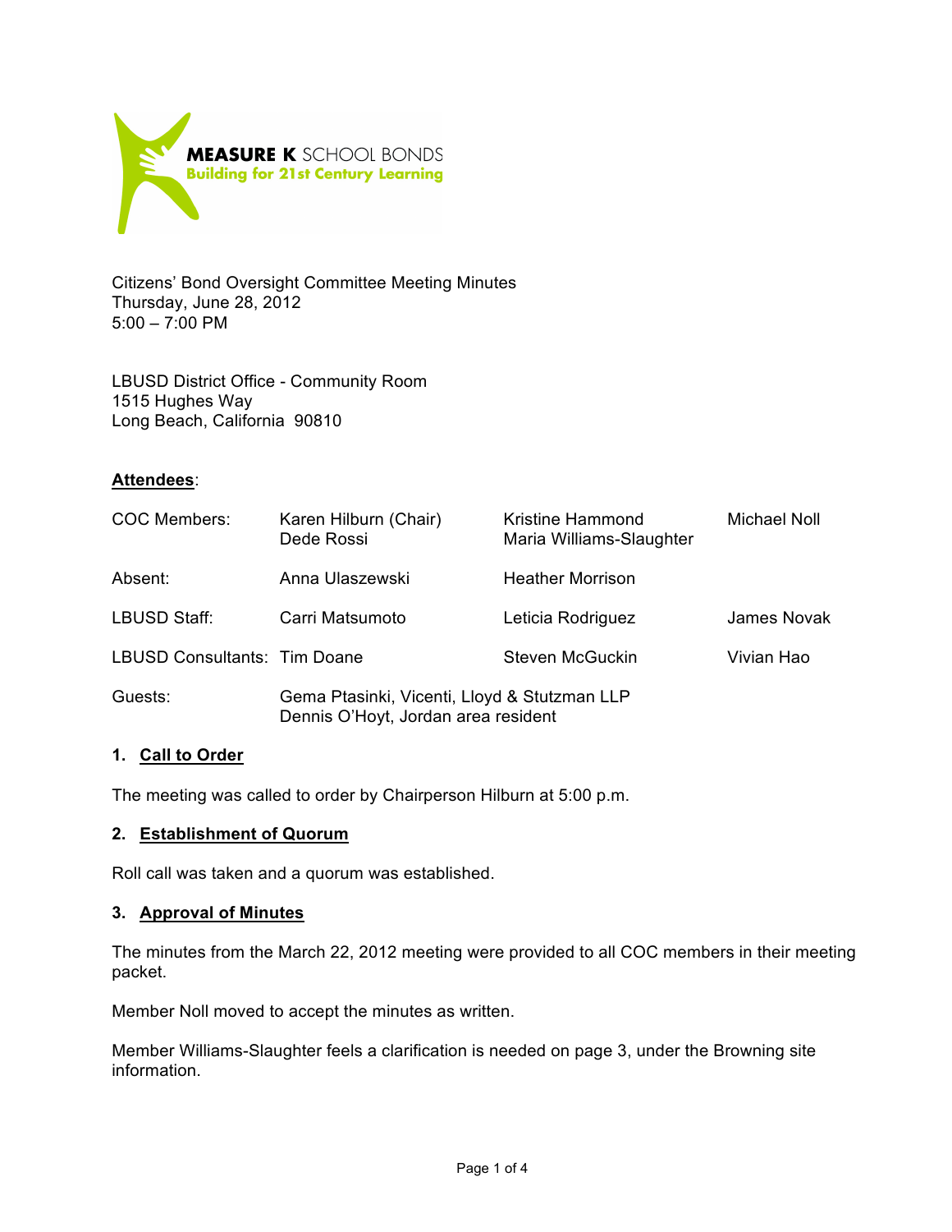MEASURE K SCHOOL BONDS
Building for 21st Century Learning

Citizens' Bond Oversight Committee Meeting Minutes
Thursday, June 28, 2012
5:00 – 7:00 PM

LBUSD District Office - Community Room
1515 Hughes Way
Long Beach, California 90810

**Attendees**:

| | | | |
|---|---|---|---|
| COC Members: | Karen Hilburn (Chair)<br>Dede Rossi | Kristine Hammond<br>Maria Williams-Slaughter | Michael Noll |
| Absent: | Anna Ulaszewski | Heather Morrison | |
| LBUSD Staff: | Carri Matsumoto | Leticia Rodriguez | James Novak |
| LBUSD Consultants: | Tim Doane | Steven McGuckin | Vivian Hao |
| Guests: | Gema Ptasinki, Vicenti, Lloyd & Stutzman LLP<br>Dennis O'Hoyt, Jordan area resident | | |

## 1. Call to Order

The meeting was called to order by Chairperson Hilburn at 5:00 p.m.

## 2. Establishment of Quorum

Roll call was taken and a quorum was established.

## 3. Approval of Minutes

The minutes from the March 22, 2012 meeting were provided to all COC members in their meeting packet.

Member Noll moved to accept the minutes as written.

Member Williams-Slaughter feels a clarification is needed on page 3, under the Browning site information.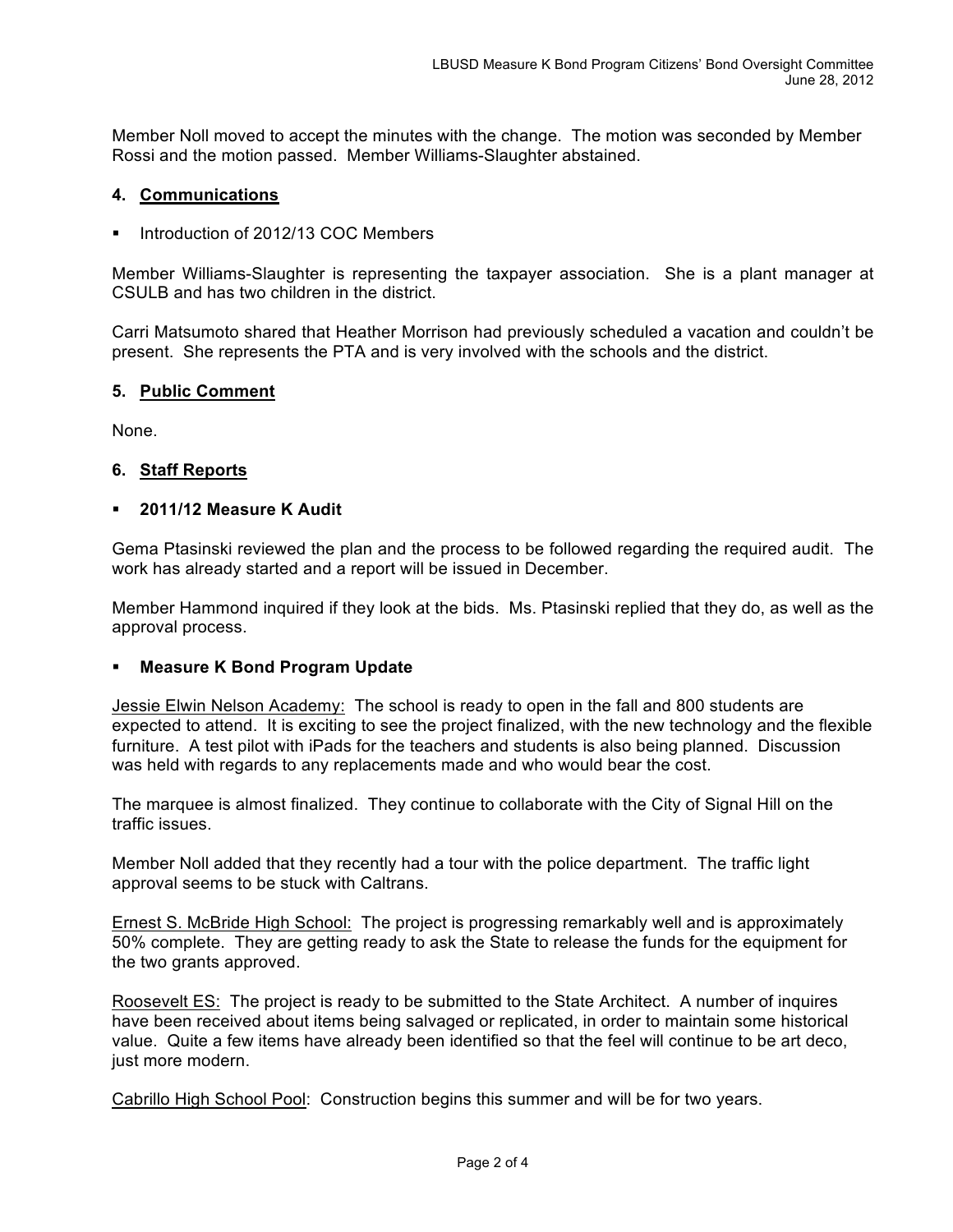Member Noll moved to accept the minutes with the change. The motion was seconded by Member Rossi and the motion passed. Member Williams-Slaughter abstained.

### 4. Communications

- Introduction of 2012/13 COC Members

Member Williams-Slaughter is representing the taxpayer association. She is a plant manager at CSULB and has two children in the district.

Carri Matsumoto shared that Heather Morrison had previously scheduled a vacation and couldn't be present. She represents the PTA and is very involved with the schools and the district.

### 5. Public Comment

None.

### 6. Staff Reports

- **2011/12 Measure K Audit**

Gema Ptasinski reviewed the plan and the process to be followed regarding the required audit. The work has already started and a report will be issued in December.

Member Hammond inquired if they look at the bids. Ms. Ptasinski replied that they do, as well as the approval process.

- **Measure K Bond Program Update**

Jessie Elwin Nelson Academy: The school is ready to open in the fall and 800 students are expected to attend. It is exciting to see the project finalized, with the new technology and the flexible furniture. A test pilot with iPads for the teachers and students is also being planned. Discussion was held with regards to any replacements made and who would bear the cost.

The marquee is almost finalized. They continue to collaborate with the City of Signal Hill on the traffic issues.

Member Noll added that they recently had a tour with the police department. The traffic light approval seems to be stuck with Caltrans.

Ernest S. McBride High School: The project is progressing remarkably well and is approximately 50% complete. They are getting ready to ask the State to release the funds for the equipment for the two grants approved.

Roosevelt ES: The project is ready to be submitted to the State Architect. A number of inquires have been received about items being salvaged or replicated, in order to maintain some historical value. Quite a few items have already been identified so that the feel will continue to be art deco, just more modern.

Cabrillo High School Pool: Construction begins this summer and will be for two years.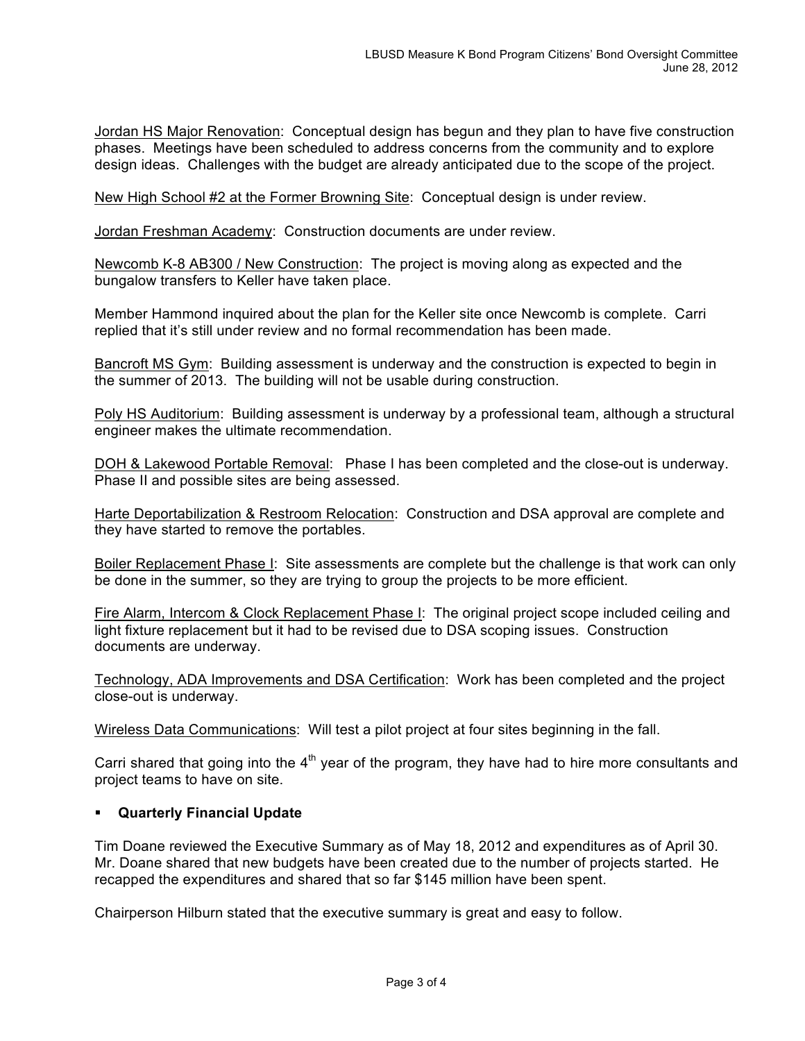Jordan HS Major Renovation: Conceptual design has begun and they plan to have five construction phases. Meetings have been scheduled to address concerns from the community and to explore design ideas. Challenges with the budget are already anticipated due to the scope of the project.

New High School #2 at the Former Browning Site: Conceptual design is under review.

Jordan Freshman Academy: Construction documents are under review.

Newcomb K-8 AB300 / New Construction: The project is moving along as expected and the bungalow transfers to Keller have taken place.

Member Hammond inquired about the plan for the Keller site once Newcomb is complete. Carri replied that it's still under review and no formal recommendation has been made.

Bancroft MS Gym: Building assessment is underway and the construction is expected to begin in the summer of 2013. The building will not be usable during construction.

Poly HS Auditorium: Building assessment is underway by a professional team, although a structural engineer makes the ultimate recommendation.

DOH & Lakewood Portable Removal: Phase I has been completed and the close-out is underway. Phase II and possible sites are being assessed.

Harte Deportabilization & Restroom Relocation: Construction and DSA approval are complete and they have started to remove the portables.

Boiler Replacement Phase I: Site assessments are complete but the challenge is that work can only be done in the summer, so they are trying to group the projects to be more efficient.

Fire Alarm, Intercom & Clock Replacement Phase I: The original project scope included ceiling and light fixture replacement but it had to be revised due to DSA scoping issues. Construction documents are underway.

Technology, ADA Improvements and DSA Certification: Work has been completed and the project close-out is underway.

Wireless Data Communications: Will test a pilot project at four sites beginning in the fall.

Carri shared that going into the 4th year of the program, they have had to hire more consultants and project teams to have on site.

- **Quarterly Financial Update**

Tim Doane reviewed the Executive Summary as of May 18, 2012 and expenditures as of April 30. Mr. Doane shared that new budgets have been created due to the number of projects started. He recapped the expenditures and shared that so far $145 million have been spent.

Chairperson Hilburn stated that the executive summary is great and easy to follow.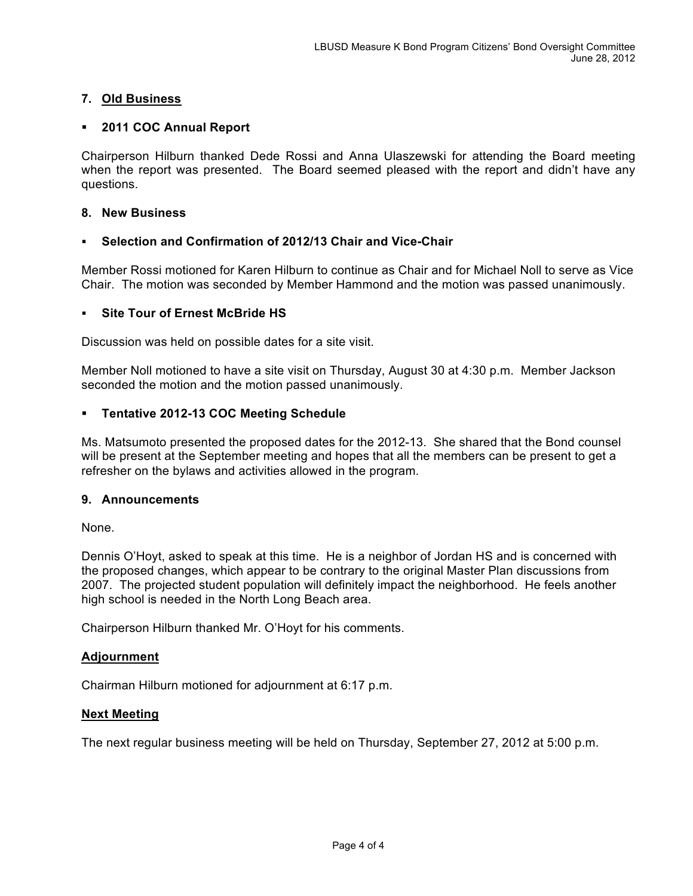## 7. Old Business

- **2011 COC Annual Report**

Chairperson Hilburn thanked Dede Rossi and Anna Ulaszewski for attending the Board meeting when the report was presented. The Board seemed pleased with the report and didn't have any questions.

## 8. New Business

- **Selection and Confirmation of 2012/13 Chair and Vice-Chair**

Member Rossi motioned for Karen Hilburn to continue as Chair and for Michael Noll to serve as Vice Chair. The motion was seconded by Member Hammond and the motion was passed unanimously.

- **Site Tour of Ernest McBride HS**

Discussion was held on possible dates for a site visit.

Member Noll motioned to have a site visit on Thursday, August 30 at 4:30 p.m. Member Jackson seconded the motion and the motion passed unanimously.

- **Tentative 2012-13 COC Meeting Schedule**

Ms. Matsumoto presented the proposed dates for the 2012-13. She shared that the Bond counsel will be present at the September meeting and hopes that all the members can be present to get a refresher on the bylaws and activities allowed in the program.

## 9. Announcements

None.

Dennis O'Hoyt, asked to speak at this time. He is a neighbor of Jordan HS and is concerned with the proposed changes, which appear to be contrary to the original Master Plan discussions from 2007. The projected student population will definitely impact the neighborhood. He feels another high school is needed in the North Long Beach area.

Chairperson Hilburn thanked Mr. O'Hoyt for his comments.

## Adjournment

Chairman Hilburn motioned for adjournment at 6:17 p.m.

## Next Meeting

The next regular business meeting will be held on Thursday, September 27, 2012 at 5:00 p.m.